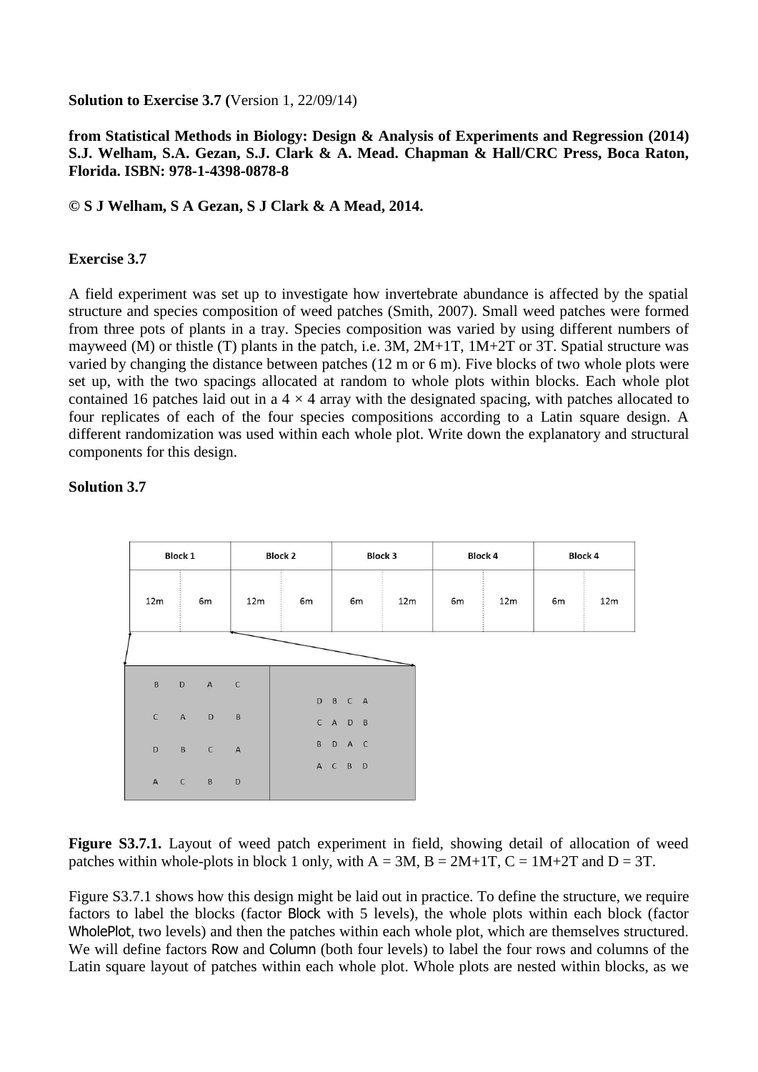**Solution to Exercise 3.7 (**Version 1, 22/09/14)

**from Statistical Methods in Biology: Design & Analysis of Experiments and Regression (2014) S.J. Welham, S.A. Gezan, S.J. Clark & A. Mead. Chapman & Hall/CRC Press, Boca Raton, Florida. ISBN: 978-1-4398-0878-8**

**© S J Welham, S A Gezan, S J Clark & A Mead, 2014.**

**Exercise 3.7**

A field experiment was set up to investigate how invertebrate abundance is affected by the spatial structure and species composition of weed patches (Smith, 2007). Small weed patches were formed from three pots of plants in a tray. Species composition was varied by using different numbers of mayweed (M) or thistle (T) plants in the patch, i.e. 3M, 2M+1T, 1M+2T or 3T. Spatial structure was varied by changing the distance between patches (12 m or 6 m). Five blocks of two whole plots were set up, with the two spacings allocated at random to whole plots within blocks. Each whole plot contained 16 patches laid out in a $4 \times 4$ array with the designated spacing, with patches allocated to four replicates of each of the four species compositions according to a Latin square design. A different randomization was used within each whole plot. Write down the explanatory and structural components for this design.

**Solution 3.7**

| Block 1 | | Block 2 | | Block 3 | | Block 4 | | Block 4 | |
|---|---|---|---|---|---|---|---|---|---|
| 12m | 6m | 12m | 6m | 6m | 12m | 6m | 12m | 6m | 12m |

Block 1, 12m whole plot:

| | | | |
|---|---|---|---|
| B | D | A | C |
| C | A | D | B |
| D | B | C | A |
| A | C | B | D |

Block 1, 6m whole plot:

| | | | |
|---|---|---|---|
| D | B | C | A |
| C | A | D | B |
| B | D | A | C |
| A | C | B | D |

**Figure S3.7.1.** Layout of weed patch experiment in field, showing detail of allocation of weed patches within whole-plots in block 1 only, with A = 3M, B = 2M+1T, C = 1M+2T and D = 3T.

Figure S3.7.1 shows how this design might be laid out in practice. To define the structure, we require factors to label the blocks (factor Block with 5 levels), the whole plots within each block (factor WholePlot, two levels) and then the patches within each whole plot, which are themselves structured. We will define factors Row and Column (both four levels) to label the four rows and columns of the Latin square layout of patches within each whole plot. Whole plots are nested within blocks, as we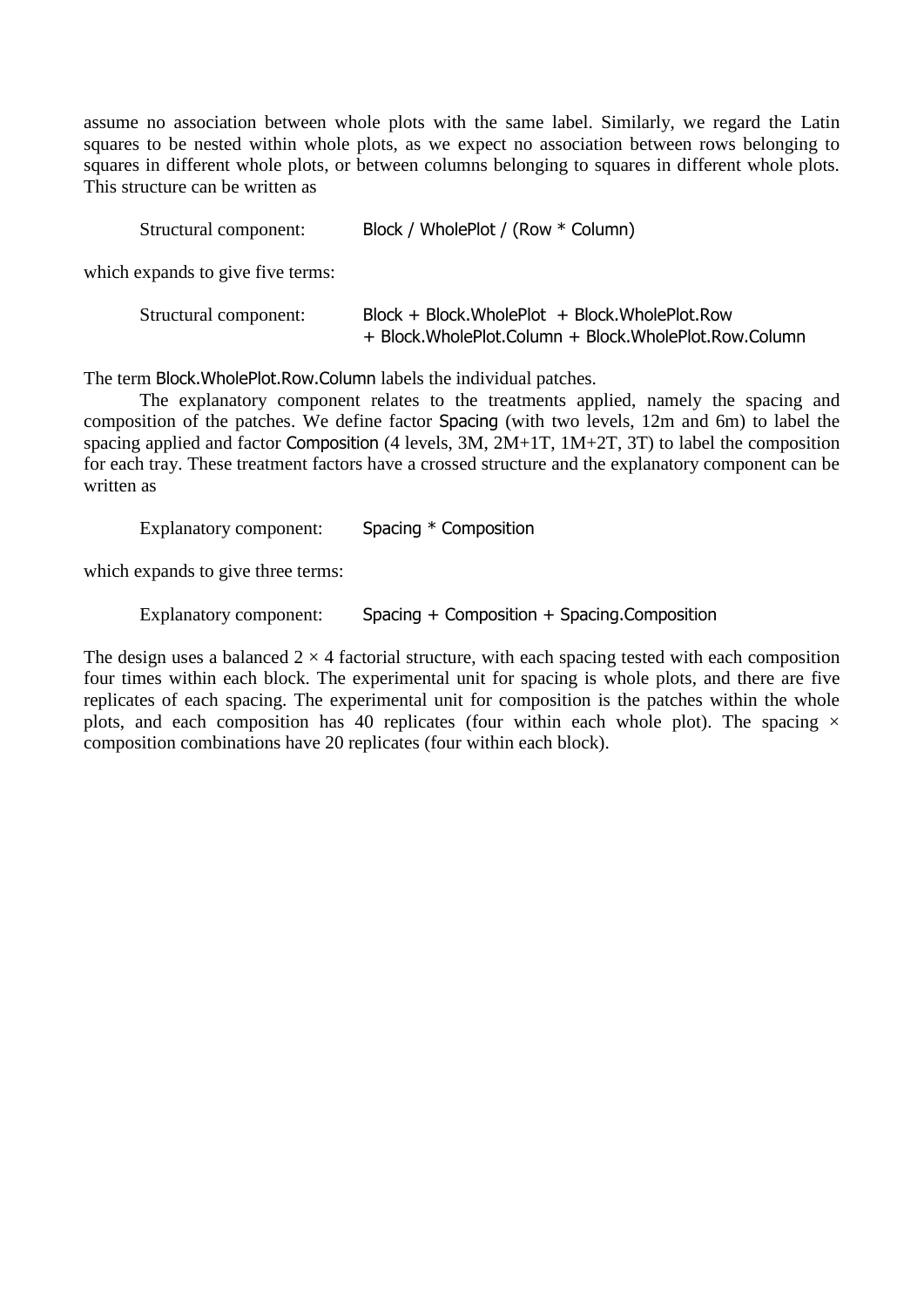assume no association between whole plots with the same label. Similarly, we regard the Latin squares to be nested within whole plots, as we expect no association between rows belonging to squares in different whole plots, or between columns belonging to squares in different whole plots. This structure can be written as

Structural component: Block / WholePlot / (Row * Column)

which expands to give five terms:

Structural component: Block + Block.WholePlot + Block.WholePlot.Row
+ Block.WholePlot.Column + Block.WholePlot.Row.Column

The term Block.WholePlot.Row.Column labels the individual patches.

The explanatory component relates to the treatments applied, namely the spacing and composition of the patches. We define factor Spacing (with two levels, 12m and 6m) to label the spacing applied and factor Composition (4 levels, 3M, 2M+1T, 1M+2T, 3T) to label the composition for each tray. These treatment factors have a crossed structure and the explanatory component can be written as

Explanatory component: Spacing * Composition

which expands to give three terms:

Explanatory component: Spacing + Composition + Spacing.Composition

The design uses a balanced 2 × 4 factorial structure, with each spacing tested with each composition four times within each block. The experimental unit for spacing is whole plots, and there are five replicates of each spacing. The experimental unit for composition is the patches within the whole plots, and each composition has 40 replicates (four within each whole plot). The spacing × composition combinations have 20 replicates (four within each block).